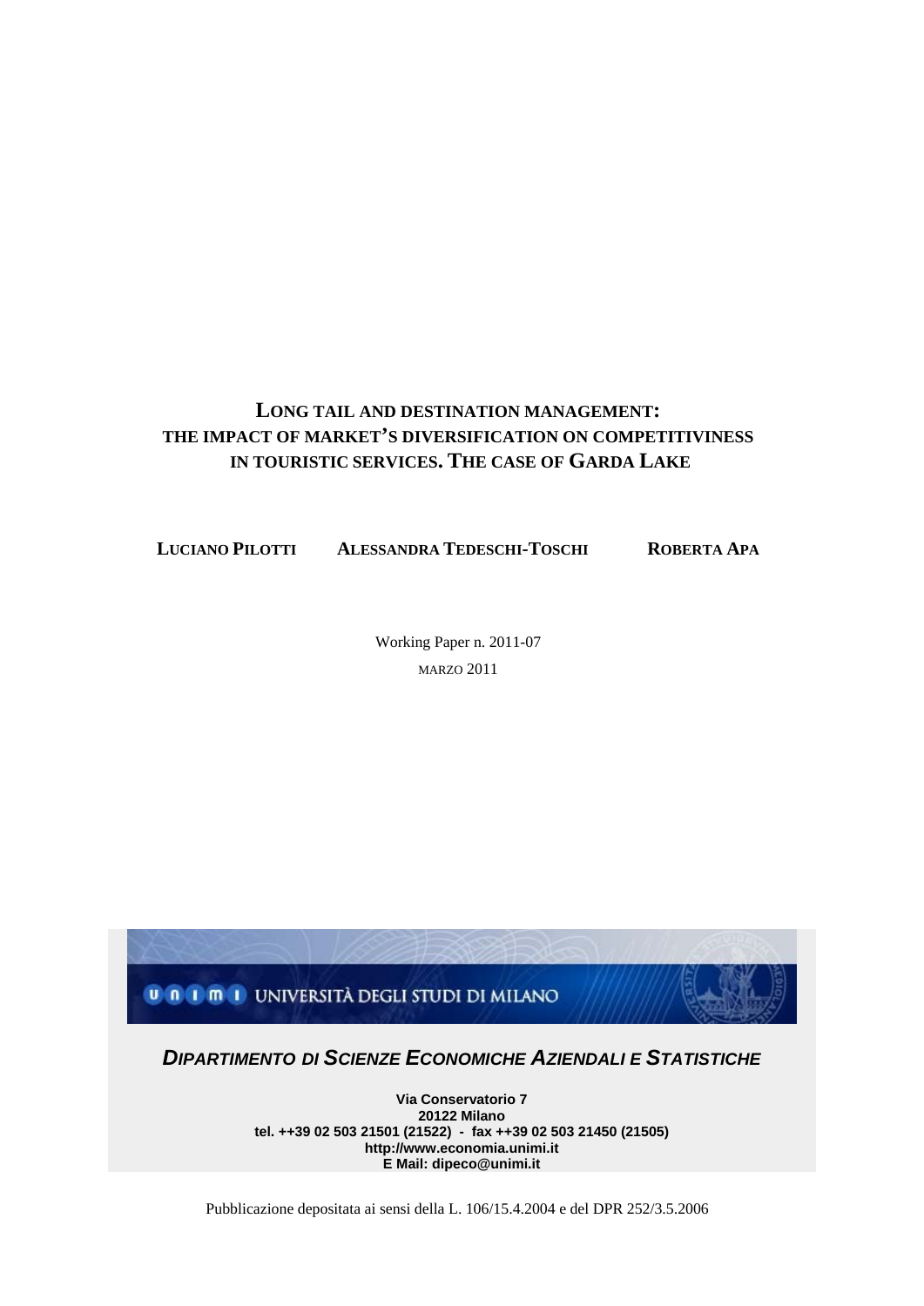# LONG TAIL AND DESTINATION MANAGEMENT: THE IMPACT OF MARKET'S DIVERSIFICATION ON COMPETITIVINESS IN TOURISTIC SERVICES. THE CASE OF GARDA LAKE

**LUCIANO PILOTTI** **ALESSANDRA TEDESCHI-TOSCHI** **ROBERTA APA**

Working Paper n. 2011-07

MARZO 2011

UNIVERSITÀ DEGLI STUDI DI MILANO

***DIPARTIMENTO DI SCIENZE ECONOMICHE AZIENDALI E STATISTICHE***

**Via Conservatorio 7**
**20122 Milano**
**tel. ++39 02 503 21501 (21522) - fax ++39 02 503 21450 (21505)**
**http://www.economia.unimi.it**
**E Mail: dipeco@unimi.it**

Pubblicazione depositata ai sensi della L. 106/15.4.2004 e del DPR 252/3.5.2006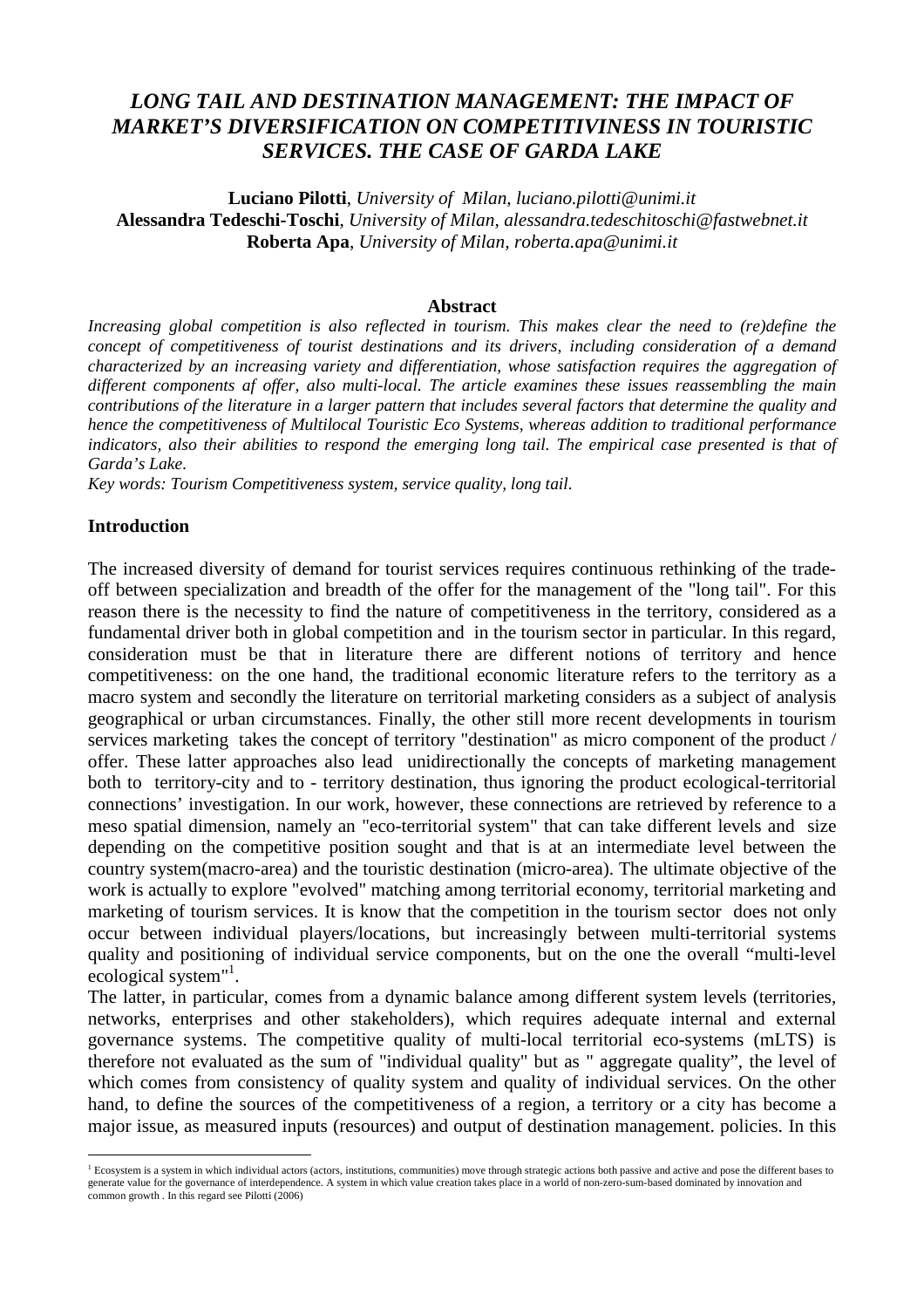# *LONG TAIL AND DESTINATION MANAGEMENT: THE IMPACT OF MARKET'S DIVERSIFICATION ON COMPETITIVINESS IN TOURISTIC SERVICES. THE CASE OF GARDA LAKE*

**Luciano Pilotti**, *University of Milan, luciano.pilotti@unimi.it*
**Alessandra Tedeschi-Toschi**, *University of Milan, alessandra.tedeschitoschi@fastwebnet.it*
**Roberta Apa**, *University of Milan, roberta.apa@unimi.it*

**Abstract**

*Increasing global competition is also reflected in tourism. This makes clear the need to (re)define the concept of competitiveness of tourist destinations and its drivers, including consideration of a demand characterized by an increasing variety and differentiation, whose satisfaction requires the aggregation of different components af offer, also multi-local. The article examines these issues reassembling the main contributions of the literature in a larger pattern that includes several factors that determine the quality and hence the competitiveness of Multilocal Touristic Eco Systems, whereas addition to traditional performance indicators, also their abilities to respond the emerging long tail. The empirical case presented is that of Garda's Lake.*

*Key words: Tourism Competitiveness system, service quality, long tail.*

## Introduction

The increased diversity of demand for tourist services requires continuous rethinking of the trade-off between specialization and breadth of the offer for the management of the "long tail". For this reason there is the necessity to find the nature of competitiveness in the territory, considered as a fundamental driver both in global competition and in the tourism sector in particular. In this regard, consideration must be that in literature there are different notions of territory and hence competitiveness: on the one hand, the traditional economic literature refers to the territory as a macro system and secondly the literature on territorial marketing considers as a subject of analysis geographical or urban circumstances. Finally, the other still more recent developments in tourism services marketing takes the concept of territory "destination" as micro component of the product / offer. These latter approaches also lead unidirectionally the concepts of marketing management both to territory-city and to - territory destination, thus ignoring the product ecological-territorial connections' investigation. In our work, however, these connections are retrieved by reference to a meso spatial dimension, namely an "eco-territorial system" that can take different levels and size depending on the competitive position sought and that is at an intermediate level between the country system(macro-area) and the touristic destination (micro-area). The ultimate objective of the work is actually to explore "evolved" matching among territorial economy, territorial marketing and marketing of tourism services. It is know that the competition in the tourism sector does not only occur between individual players/locations, but increasingly between multi-territorial systems quality and positioning of individual service components, but on the one the overall "multi-level ecological system"[1].

The latter, in particular, comes from a dynamic balance among different system levels (territories, networks, enterprises and other stakeholders), which requires adequate internal and external governance systems. The competitive quality of multi-local territorial eco-systems (mLTS) is therefore not evaluated as the sum of "individual quality" but as " aggregate quality", the level of which comes from consistency of quality system and quality of individual services. On the other hand, to define the sources of the competitiveness of a region, a territory or a city has become a major issue, as measured inputs (resources) and output of destination management. policies. In this

[1] Ecosystem is a system in which individual actors (actors, institutions, communities) move through strategic actions both passive and active and pose the different bases to generate value for the governance of interdependence. A system in which value creation takes place in a world of non-zero-sum-based dominated by innovation and common growth . In this regard see Pilotti (2006)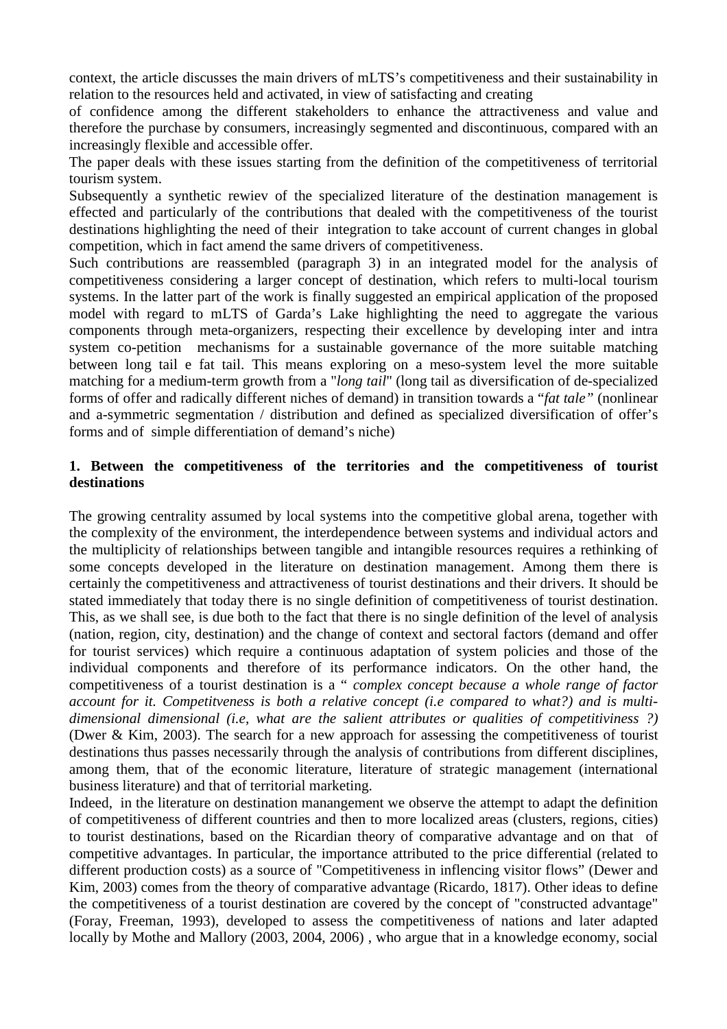context, the article discusses the main drivers of mLTS's competitiveness and their sustainability in relation to the resources held and activated, in view of satisfacting and creating

of confidence among the different stakeholders to enhance the attractiveness and value and therefore the purchase by consumers, increasingly segmented and discontinuous, compared with an increasingly flexible and accessible offer.

The paper deals with these issues starting from the definition of the competitiveness of territorial tourism system.

Subsequently a synthetic rewiev of the specialized literature of the destination management is effected and particularly of the contributions that dealed with the competitiveness of the tourist destinations highlighting the need of their integration to take account of current changes in global competition, which in fact amend the same drivers of competitiveness.

Such contributions are reassembled (paragraph 3) in an integrated model for the analysis of competitiveness considering a larger concept of destination, which refers to multi-local tourism systems. In the latter part of the work is finally suggested an empirical application of the proposed model with regard to mLTS of Garda's Lake highlighting the need to aggregate the various components through meta-organizers, respecting their excellence by developing inter and intra system co-petition mechanisms for a sustainable governance of the more suitable matching between long tail e fat tail. This means exploring on a meso-system level the more suitable matching for a medium-term growth from a "*long tail*" (long tail as diversification of de-specialized forms of offer and radically different niches of demand) in transition towards a "*fat tale"* (nonlinear and a-symmetric segmentation / distribution and defined as specialized diversification of offer's forms and of simple differentiation of demand's niche)

## 1. Between the competitiveness of the territories and the competitiveness of tourist destinations

The growing centrality assumed by local systems into the competitive global arena, together with the complexity of the environment, the interdependence between systems and individual actors and the multiplicity of relationships between tangible and intangible resources requires a rethinking of some concepts developed in the literature on destination management. Among them there is certainly the competitiveness and attractiveness of tourist destinations and their drivers. It should be stated immediately that today there is no single definition of competitiveness of tourist destination. This, as we shall see, is due both to the fact that there is no single definition of the level of analysis (nation, region, city, destination) and the change of context and sectoral factors (demand and offer for tourist services) which require a continuous adaptation of system policies and those of the individual components and therefore of its performance indicators. On the other hand, the competitiveness of a tourist destination is a " *complex concept because a whole range of factor account for it. Competitveness is both a relative concept (i.e compared to what?) and is multi-dimensional dimensional (i.e, what are the salient attributes or qualities of competitiviness ?)* (Dwer & Kim, 2003). The search for a new approach for assessing the competitiveness of tourist destinations thus passes necessarily through the analysis of contributions from different disciplines, among them, that of the economic literature, literature of strategic management (international business literature) and that of territorial marketing.

Indeed, in the literature on destination manangement we observe the attempt to adapt the definition of competitiveness of different countries and then to more localized areas (clusters, regions, cities) to tourist destinations, based on the Ricardian theory of comparative advantage and on that of competitive advantages. In particular, the importance attributed to the price differential (related to different production costs) as a source of "Competitiveness in inflencing visitor flows" (Dewer and Kim, 2003) comes from the theory of comparative advantage (Ricardo, 1817). Other ideas to define the competitiveness of a tourist destination are covered by the concept of "constructed advantage" (Foray, Freeman, 1993), developed to assess the competitiveness of nations and later adapted locally by Mothe and Mallory (2003, 2004, 2006) , who argue that in a knowledge economy, social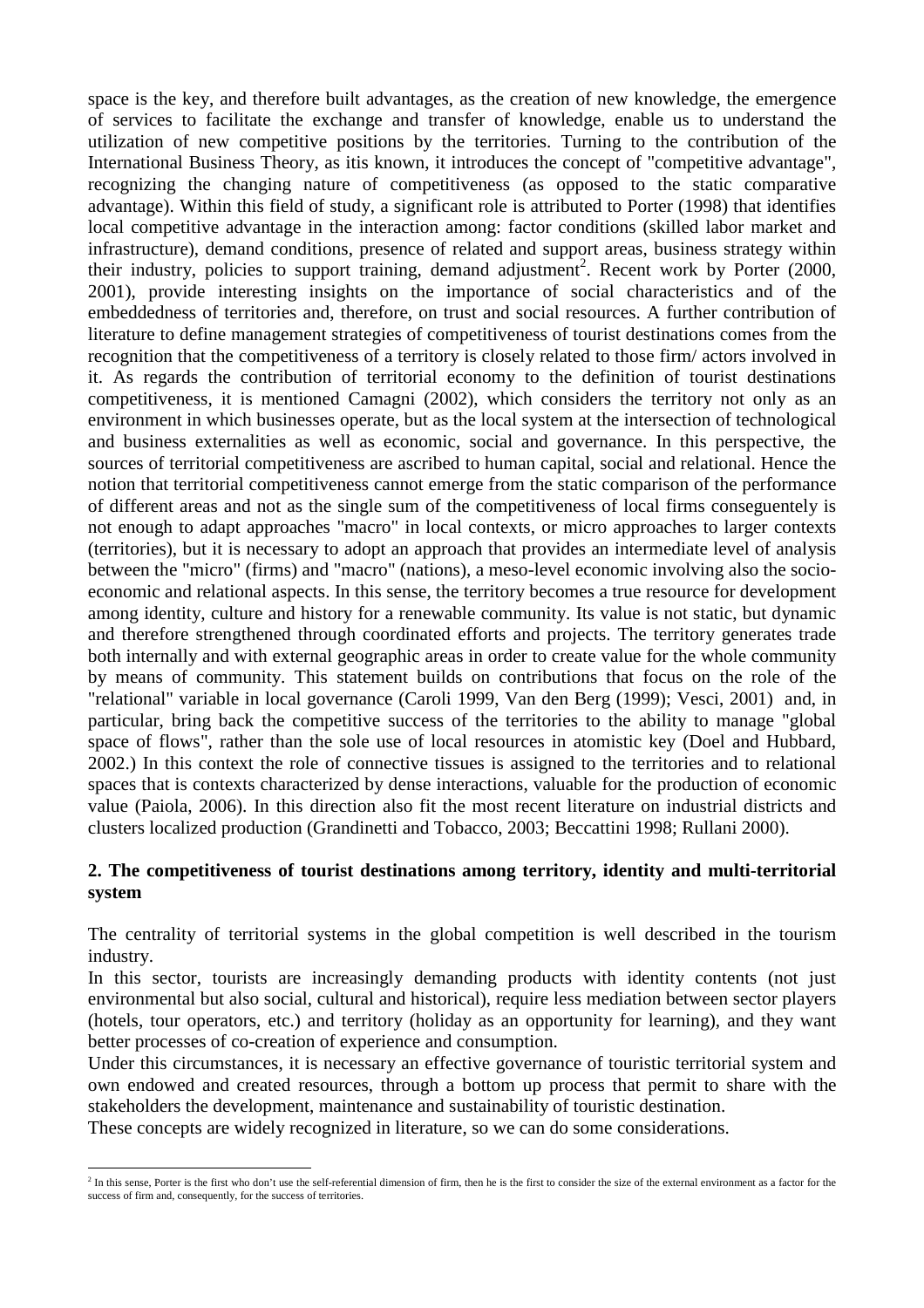space is the key, and therefore built advantages, as the creation of new knowledge, the emergence of services to facilitate the exchange and transfer of knowledge, enable us to understand the utilization of new competitive positions by the territories. Turning to the contribution of the International Business Theory, as itis known, it introduces the concept of "competitive advantage", recognizing the changing nature of competitiveness (as opposed to the static comparative advantage). Within this field of study, a significant role is attributed to Porter (1998) that identifies local competitive advantage in the interaction among: factor conditions (skilled labor market and infrastructure), demand conditions, presence of related and support areas, business strategy within their industry, policies to support training, demand adjustment[2]. Recent work by Porter (2000, 2001), provide interesting insights on the importance of social characteristics and of the embeddedness of territories and, therefore, on trust and social resources. A further contribution of literature to define management strategies of competitiveness of tourist destinations comes from the recognition that the competitiveness of a territory is closely related to those firm/ actors involved in it. As regards the contribution of territorial economy to the definition of tourist destinations competitiveness, it is mentioned Camagni (2002), which considers the territory not only as an environment in which businesses operate, but as the local system at the intersection of technological and business externalities as well as economic, social and governance. In this perspective, the sources of territorial competitiveness are ascribed to human capital, social and relational. Hence the notion that territorial competitiveness cannot emerge from the static comparison of the performance of different areas and not as the single sum of the competitiveness of local firms conseguentely is not enough to adapt approaches "macro" in local contexts, or micro approaches to larger contexts (territories), but it is necessary to adopt an approach that provides an intermediate level of analysis between the "micro" (firms) and "macro" (nations), a meso-level economic involving also the socio-economic and relational aspects. In this sense, the territory becomes a true resource for development among identity, culture and history for a renewable community. Its value is not static, but dynamic and therefore strengthened through coordinated efforts and projects. The territory generates trade both internally and with external geographic areas in order to create value for the whole community by means of community. This statement builds on contributions that focus on the role of the "relational" variable in local governance (Caroli 1999, Van den Berg (1999); Vesci, 2001) and, in particular, bring back the competitive success of the territories to the ability to manage "global space of flows", rather than the sole use of local resources in atomistic key (Doel and Hubbard, 2002.) In this context the role of connective tissues is assigned to the territories and to relational spaces that is contexts characterized by dense interactions, valuable for the production of economic value (Paiola, 2006). In this direction also fit the most recent literature on industrial districts and clusters localized production (Grandinetti and Tobacco, 2003; Beccattini 1998; Rullani 2000).

## 2. The competitiveness of tourist destinations among territory, identity and multi-territorial system

The centrality of territorial systems in the global competition is well described in the tourism industry.

In this sector, tourists are increasingly demanding products with identity contents (not just environmental but also social, cultural and historical), require less mediation between sector players (hotels, tour operators, etc.) and territory (holiday as an opportunity for learning), and they want better processes of co-creation of experience and consumption.

Under this circumstances, it is necessary an effective governance of touristic territorial system and own endowed and created resources, through a bottom up process that permit to share with the stakeholders the development, maintenance and sustainability of touristic destination.

These concepts are widely recognized in literature, so we can do some considerations.

---

[2] In this sense, Porter is the first who don't use the self-referential dimension of firm, then he is the first to consider the size of the external environment as a factor for the success of firm and, consequently, for the success of territories.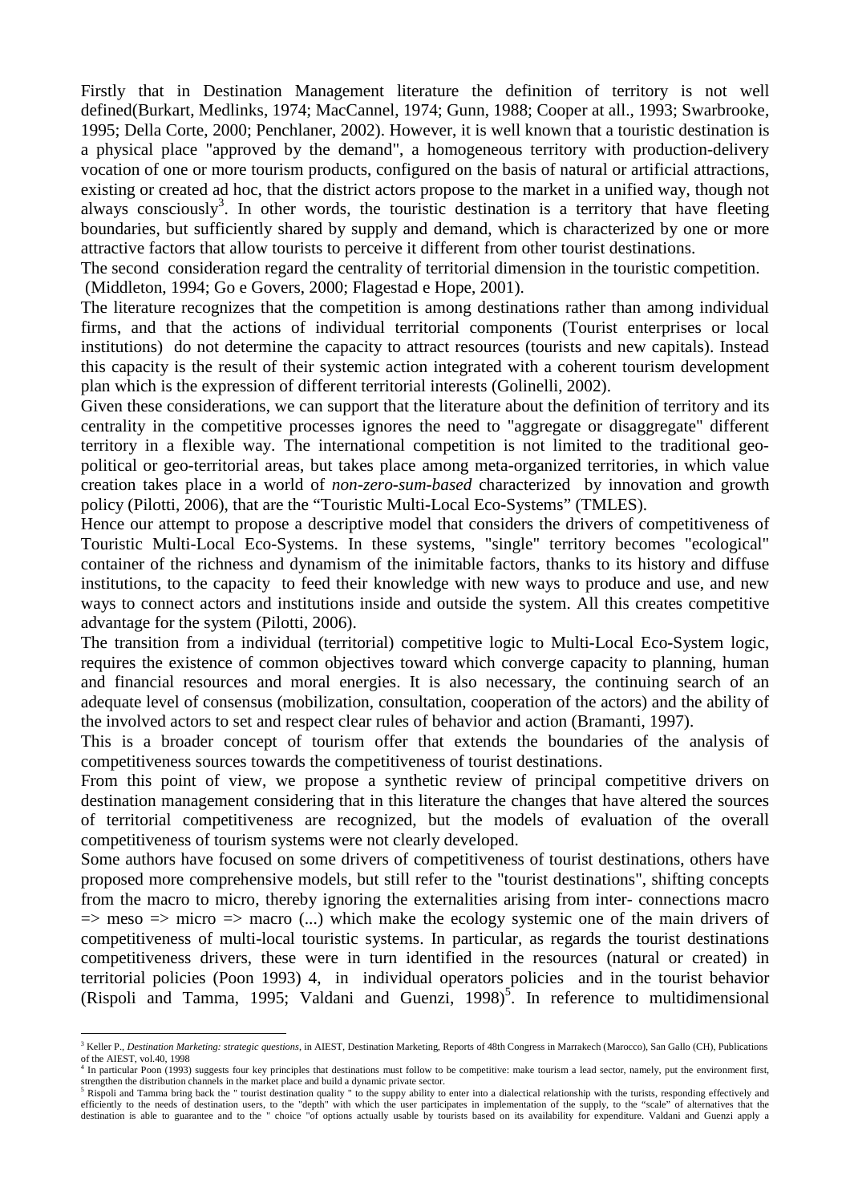Firstly that in Destination Management literature the definition of territory is not well defined(Burkart, Medlinks, 1974; MacCannel, 1974; Gunn, 1988; Cooper at all., 1993; Swarbrooke, 1995; Della Corte, 2000; Penchlaner, 2002). However, it is well known that a touristic destination is a physical place "approved by the demand", a homogeneous territory with production-delivery vocation of one or more tourism products, configured on the basis of natural or artificial attractions, existing or created ad hoc, that the district actors propose to the market in a unified way, though not always consciously[3]. In other words, the touristic destination is a territory that have fleeting boundaries, but sufficiently shared by supply and demand, which is characterized by one or more attractive factors that allow tourists to perceive it different from other tourist destinations.

The second consideration regard the centrality of territorial dimension in the touristic competition. (Middleton, 1994; Go e Govers, 2000; Flagestad e Hope, 2001).

The literature recognizes that the competition is among destinations rather than among individual firms, and that the actions of individual territorial components (Tourist enterprises or local institutions) do not determine the capacity to attract resources (tourists and new capitals). Instead this capacity is the result of their systemic action integrated with a coherent tourism development plan which is the expression of different territorial interests (Golinelli, 2002).

Given these considerations, we can support that the literature about the definition of territory and its centrality in the competitive processes ignores the need to "aggregate or disaggregate" different territory in a flexible way. The international competition is not limited to the traditional geo-political or geo-territorial areas, but takes place among meta-organized territories, in which value creation takes place in a world of *non-zero-sum-based* characterized by innovation and growth policy (Pilotti, 2006), that are the "Touristic Multi-Local Eco-Systems" (TMLES).

Hence our attempt to propose a descriptive model that considers the drivers of competitiveness of Touristic Multi-Local Eco-Systems. In these systems, "single" territory becomes "ecological" container of the richness and dynamism of the inimitable factors, thanks to its history and diffuse institutions, to the capacity to feed their knowledge with new ways to produce and use, and new ways to connect actors and institutions inside and outside the system. All this creates competitive advantage for the system (Pilotti, 2006).

The transition from a individual (territorial) competitive logic to Multi-Local Eco-System logic, requires the existence of common objectives toward which converge capacity to planning, human and financial resources and moral energies. It is also necessary, the continuing search of an adequate level of consensus (mobilization, consultation, cooperation of the actors) and the ability of the involved actors to set and respect clear rules of behavior and action (Bramanti, 1997).

This is a broader concept of tourism offer that extends the boundaries of the analysis of competitiveness sources towards the competitiveness of tourist destinations.

From this point of view, we propose a synthetic review of principal competitive drivers on destination management considering that in this literature the changes that have altered the sources of territorial competitiveness are recognized, but the models of evaluation of the overall competitiveness of tourism systems were not clearly developed.

Some authors have focused on some drivers of competitiveness of tourist destinations, others have proposed more comprehensive models, but still refer to the "tourist destinations", shifting concepts from the macro to micro, thereby ignoring the externalities arising from inter- connections macro => meso => micro => macro (...) which make the ecology systemic one of the main drivers of competitiveness of multi-local touristic systems. In particular, as regards the tourist destinations competitiveness drivers, these were in turn identified in the resources (natural or created) in territorial policies (Poon 1993) 4, in individual operators policies and in the tourist behavior (Rispoli and Tamma, 1995; Valdani and Guenzi, 1998)[5]. In reference to multidimensional

---

[3] Keller P., *Destination Marketing: strategic questions*, in AIEST, Destination Marketing, Reports of 48th Congress in Marrakech (Marocco), San Gallo (CH), Publications of the AIEST, vol.40, 1998

[4] In particular Poon (1993) suggests four key principles that destinations must follow to be competitive: make tourism a lead sector, namely, put the environment first, strengthen the distribution channels in the market place and build a dynamic private sector.

[5] Rispoli and Tamma bring back the " tourist destination quality " to the suppy ability to enter into a dialectical relationship with the turists, responding effectively and efficiently to the needs of destination users, to the "depth" with which the user participates in implementation of the supply, to the "scale" of alternatives that the destination is able to guarantee and to the " choice "of options actually usable by tourists based on its availability for expenditure. Valdani and Guenzi apply a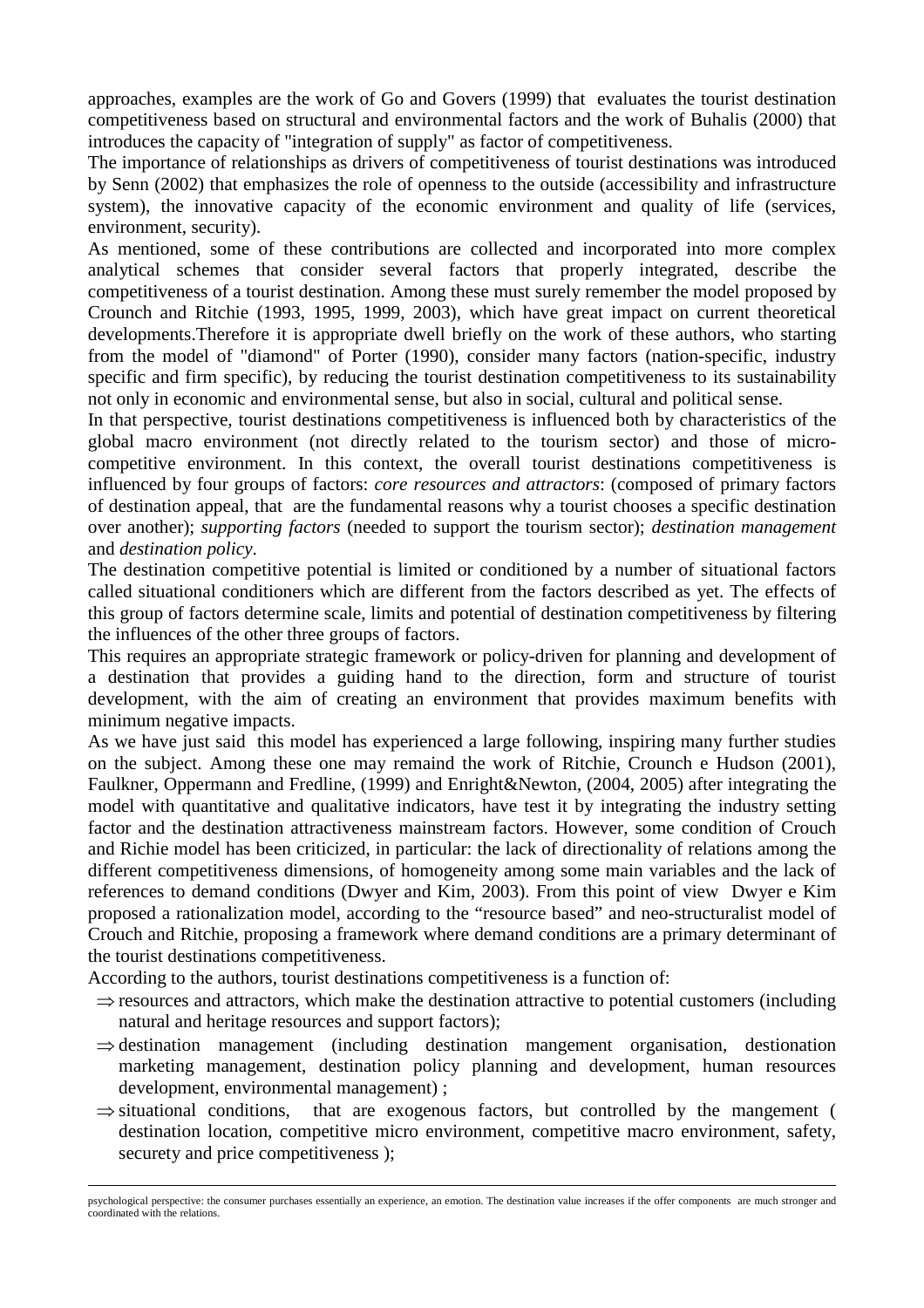approaches, examples are the work of Go and Govers (1999) that evaluates the tourist destination competitiveness based on structural and environmental factors and the work of Buhalis (2000) that introduces the capacity of "integration of supply" as factor of competitiveness.

The importance of relationships as drivers of competitiveness of tourist destinations was introduced by Senn (2002) that emphasizes the role of openness to the outside (accessibility and infrastructure system), the innovative capacity of the economic environment and quality of life (services, environment, security).

As mentioned, some of these contributions are collected and incorporated into more complex analytical schemes that consider several factors that properly integrated, describe the competitiveness of a tourist destination. Among these must surely remember the model proposed by Crounch and Ritchie (1993, 1995, 1999, 2003), which have great impact on current theoretical developments.Therefore it is appropriate dwell briefly on the work of these authors, who starting from the model of "diamond" of Porter (1990), consider many factors (nation-specific, industry specific and firm specific), by reducing the tourist destination competitiveness to its sustainability not only in economic and environmental sense, but also in social, cultural and political sense.

In that perspective, tourist destinations competitiveness is influenced both by characteristics of the global macro environment (not directly related to the tourism sector) and those of micro-competitive environment. In this context, the overall tourist destinations competitiveness is influenced by four groups of factors: *core resources and attractors*: (composed of primary factors of destination appeal, that are the fundamental reasons why a tourist chooses a specific destination over another); *supporting factors* (needed to support the tourism sector); *destination management* and *destination policy*.

The destination competitive potential is limited or conditioned by a number of situational factors called situational conditioners which are different from the factors described as yet. The effects of this group of factors determine scale, limits and potential of destination competitiveness by filtering the influences of the other three groups of factors.

This requires an appropriate strategic framework or policy-driven for planning and development of a destination that provides a guiding hand to the direction, form and structure of tourist development, with the aim of creating an environment that provides maximum benefits with minimum negative impacts.

As we have just said this model has experienced a large following, inspiring many further studies on the subject. Among these one may remaind the work of Ritchie, Crounch e Hudson (2001), Faulkner, Oppermann and Fredline, (1999) and Enright&Newton, (2004, 2005) after integrating the model with quantitative and qualitative indicators, have test it by integrating the industry setting factor and the destination attractiveness mainstream factors. However, some condition of Crouch and Richie model has been criticized, in particular: the lack of directionality of relations among the different competitiveness dimensions, of homogeneity among some main variables and the lack of references to demand conditions (Dwyer and Kim, 2003). From this point of view Dwyer e Kim proposed a rationalization model, according to the "resource based" and neo-structuralist model of Crouch and Ritchie, proposing a framework where demand conditions are a primary determinant of the tourist destinations competitiveness.

According to the authors, tourist destinations competitiveness is a function of:

- ⇒ resources and attractors, which make the destination attractive to potential customers (including natural and heritage resources and support factors);
- ⇒ destination management (including destination mangement organisation, destionation marketing management, destination policy planning and development, human resources development, environmental management) ;
- ⇒ situational conditions, that are exogenous factors, but controlled by the mangement ( destination location, competitive micro environment, competitive macro environment, safety, securety and price competitiveness );

psychological perspective: the consumer purchases essentially an experience, an emotion. The destination value increases if the offer components are much stronger and coordinated with the relations.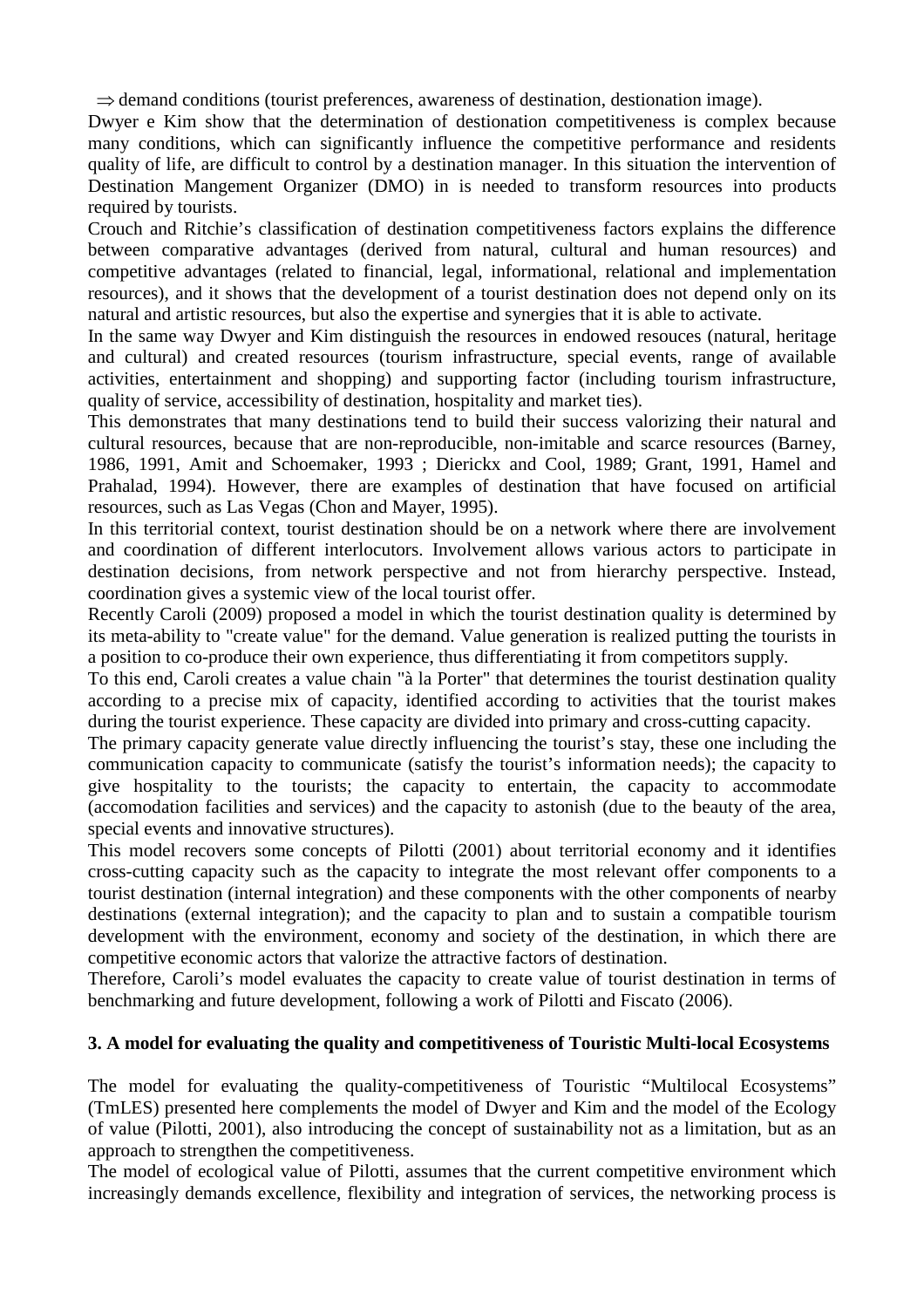⇒ demand conditions (tourist preferences, awareness of destination, destionation image).

Dwyer e Kim show that the determination of destionation competitiveness is complex because many conditions, which can significantly influence the competitive performance and residents quality of life, are difficult to control by a destination manager. In this situation the intervention of Destination Mangement Organizer (DMO) in is needed to transform resources into products required by tourists.

Crouch and Ritchie's classification of destination competitiveness factors explains the difference between comparative advantages (derived from natural, cultural and human resources) and competitive advantages (related to financial, legal, informational, relational and implementation resources), and it shows that the development of a tourist destination does not depend only on its natural and artistic resources, but also the expertise and synergies that it is able to activate.

In the same way Dwyer and Kim distinguish the resources in endowed resouces (natural, heritage and cultural) and created resources (tourism infrastructure, special events, range of available activities, entertainment and shopping) and supporting factor (including tourism infrastructure, quality of service, accessibility of destination, hospitality and market ties).

This demonstrates that many destinations tend to build their success valorizing their natural and cultural resources, because that are non-reproducible, non-imitable and scarce resources (Barney, 1986, 1991, Amit and Schoemaker, 1993 ; Dierickx and Cool, 1989; Grant, 1991, Hamel and Prahalad, 1994). However, there are examples of destination that have focused on artificial resources, such as Las Vegas (Chon and Mayer, 1995).

In this territorial context, tourist destination should be on a network where there are involvement and coordination of different interlocutors. Involvement allows various actors to participate in destination decisions, from network perspective and not from hierarchy perspective. Instead, coordination gives a systemic view of the local tourist offer.

Recently Caroli (2009) proposed a model in which the tourist destination quality is determined by its meta-ability to "create value" for the demand. Value generation is realized putting the tourists in a position to co-produce their own experience, thus differentiating it from competitors supply.

To this end, Caroli creates a value chain "à la Porter" that determines the tourist destination quality according to a precise mix of capacity, identified according to activities that the tourist makes during the tourist experience. These capacity are divided into primary and cross-cutting capacity.

The primary capacity generate value directly influencing the tourist's stay, these one including the communication capacity to communicate (satisfy the tourist's information needs); the capacity to give hospitality to the tourists; the capacity to entertain, the capacity to accommodate (accomodation facilities and services) and the capacity to astonish (due to the beauty of the area, special events and innovative structures).

This model recovers some concepts of Pilotti (2001) about territorial economy and it identifies cross-cutting capacity such as the capacity to integrate the most relevant offer components to a tourist destination (internal integration) and these components with the other components of nearby destinations (external integration); and the capacity to plan and to sustain a compatible tourism development with the environment, economy and society of the destination, in which there are competitive economic actors that valorize the attractive factors of destination.

Therefore, Caroli's model evaluates the capacity to create value of tourist destination in terms of benchmarking and future development, following a work of Pilotti and Fiscato (2006).

## 3. A model for evaluating the quality and competitiveness of Touristic Multi-local Ecosystems

The model for evaluating the quality-competitiveness of Touristic "Multilocal Ecosystems" (TmLES) presented here complements the model of Dwyer and Kim and the model of the Ecology of value (Pilotti, 2001), also introducing the concept of sustainability not as a limitation, but as an approach to strengthen the competitiveness.

The model of ecological value of Pilotti, assumes that the current competitive environment which increasingly demands excellence, flexibility and integration of services, the networking process is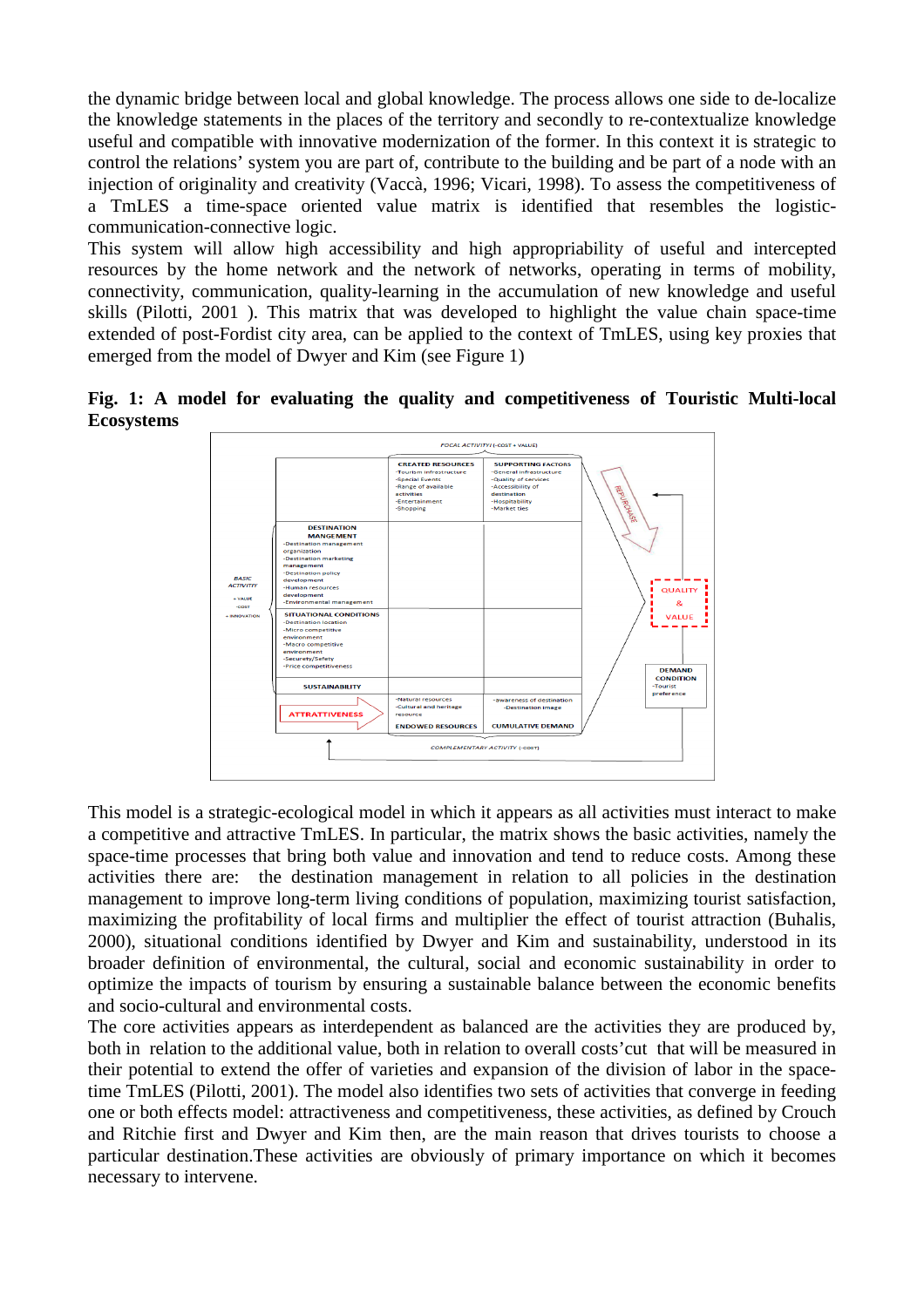the dynamic bridge between local and global knowledge. The process allows one side to de-localize the knowledge statements in the places of the territory and secondly to re-contextualize knowledge useful and compatible with innovative modernization of the former. In this context it is strategic to control the relations' system you are part of, contribute to the building and be part of a node with an injection of originality and creativity (Vaccà, 1996; Vicari, 1998). To assess the competitiveness of a TmLES a time-space oriented value matrix is identified that resembles the logistic-communication-connective logic.

This system will allow high accessibility and high appropriability of useful and intercepted resources by the home network and the network of networks, operating in terms of mobility, connectivity, communication, quality-learning in the accumulation of new knowledge and useful skills (Pilotti, 2001 ). This matrix that was developed to highlight the value chain space-time extended of post-Fordist city area, can be applied to the context of TmLES, using key proxies that emerged from the model of Dwyer and Kim (see Figure 1)

**Fig. 1: A model for evaluating the quality and competitiveness of Touristic Multi-local Ecosystems**

This model is a strategic-ecological model in which it appears as all activities must interact to make a competitive and attractive TmLES. In particular, the matrix shows the basic activities, namely the space-time processes that bring both value and innovation and tend to reduce costs. Among these activities there are: the destination management in relation to all policies in the destination management to improve long-term living conditions of population, maximizing tourist satisfaction, maximizing the profitability of local firms and multiplier the effect of tourist attraction (Buhalis, 2000), situational conditions identified by Dwyer and Kim and sustainability, understood in its broader definition of environmental, the cultural, social and economic sustainability in order to optimize the impacts of tourism by ensuring a sustainable balance between the economic benefits and socio-cultural and environmental costs.

The core activities appears as interdependent as balanced are the activities they are produced by, both in relation to the additional value, both in relation to overall costs'cut that will be measured in their potential to extend the offer of varieties and expansion of the division of labor in the space-time TmLES (Pilotti, 2001). The model also identifies two sets of activities that converge in feeding one or both effects model: attractiveness and competitiveness, these activities, as defined by Crouch and Ritchie first and Dwyer and Kim then, are the main reason that drives tourists to choose a particular destination.These activities are obviously of primary importance on which it becomes necessary to intervene.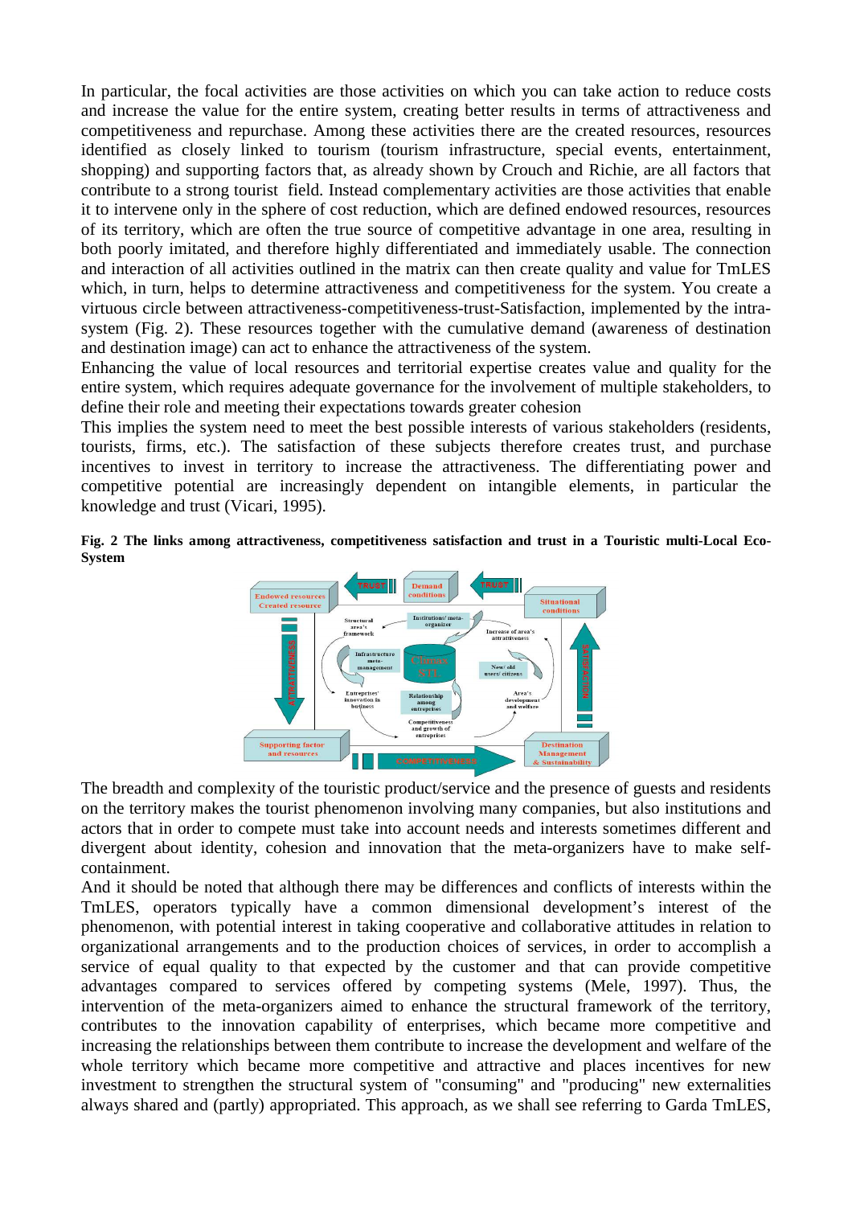In particular, the focal activities are those activities on which you can take action to reduce costs and increase the value for the entire system, creating better results in terms of attractiveness and competitiveness and repurchase. Among these activities there are the created resources, resources identified as closely linked to tourism (tourism infrastructure, special events, entertainment, shopping) and supporting factors that, as already shown by Crouch and Richie, are all factors that contribute to a strong tourist field. Instead complementary activities are those activities that enable it to intervene only in the sphere of cost reduction, which are defined endowed resources, resources of its territory, which are often the true source of competitive advantage in one area, resulting in both poorly imitated, and therefore highly differentiated and immediately usable. The connection and interaction of all activities outlined in the matrix can then create quality and value for TmLES which, in turn, helps to determine attractiveness and competitiveness for the system. You create a virtuous circle between attractiveness-competitiveness-trust-Satisfaction, implemented by the intra-system (Fig. 2). These resources together with the cumulative demand (awareness of destination and destination image) can act to enhance the attractiveness of the system.

Enhancing the value of local resources and territorial expertise creates value and quality for the entire system, which requires adequate governance for the involvement of multiple stakeholders, to define their role and meeting their expectations towards greater cohesion

This implies the system need to meet the best possible interests of various stakeholders (residents, tourists, firms, etc.). The satisfaction of these subjects therefore creates trust, and purchase incentives to invest in territory to increase the attractiveness. The differentiating power and competitive potential are increasingly dependent on intangible elements, in particular the knowledge and trust (Vicari, 1995).

**Fig. 2 The links among attractiveness, competitiveness satisfaction and trust in a Touristic multi-Local Eco-System**

The breadth and complexity of the touristic product/service and the presence of guests and residents on the territory makes the tourist phenomenon involving many companies, but also institutions and actors that in order to compete must take into account needs and interests sometimes different and divergent about identity, cohesion and innovation that the meta-organizers have to make self-containment.

And it should be noted that although there may be differences and conflicts of interests within the TmLES, operators typically have a common dimensional development's interest of the phenomenon, with potential interest in taking cooperative and collaborative attitudes in relation to organizational arrangements and to the production choices of services, in order to accomplish a service of equal quality to that expected by the customer and that can provide competitive advantages compared to services offered by competing systems (Mele, 1997). Thus, the intervention of the meta-organizers aimed to enhance the structural framework of the territory, contributes to the innovation capability of enterprises, which became more competitive and increasing the relationships between them contribute to increase the development and welfare of the whole territory which became more competitive and attractive and places incentives for new investment to strengthen the structural system of "consuming" and "producing" new externalities always shared and (partly) appropriated. This approach, as we shall see referring to Garda TmLES,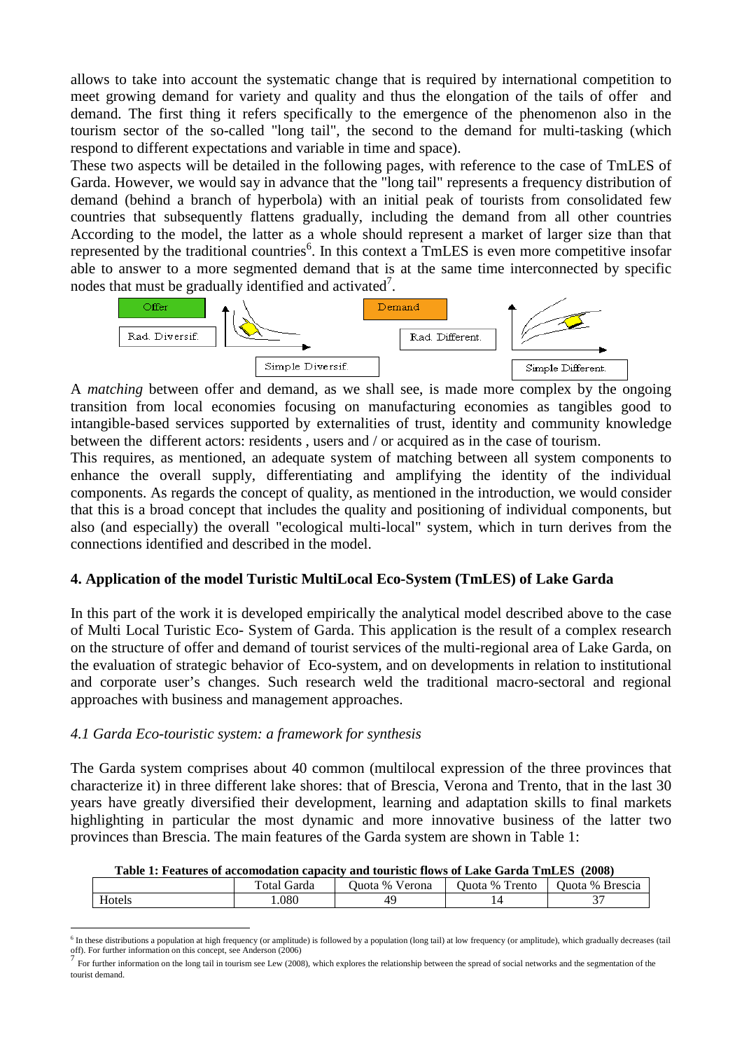allows to take into account the systematic change that is required by international competition to meet growing demand for variety and quality and thus the elongation of the tails of offer and demand. The first thing it refers specifically to the emergence of the phenomenon also in the tourism sector of the so-called "long tail", the second to the demand for multi-tasking (which respond to different expectations and variable in time and space).

These two aspects will be detailed in the following pages, with reference to the case of TmLES of Garda. However, we would say in advance that the "long tail" represents a frequency distribution of demand (behind a branch of hyperbola) with an initial peak of tourists from consolidated few countries that subsequently flattens gradually, including the demand from all other countries According to the model, the latter as a whole should represent a market of larger size than that represented by the traditional countries[6]. In this context a TmLES is even more competitive insofar able to answer to a more segmented demand that is at the same time interconnected by specific nodes that must be gradually identified and activated[7].

Offer | Rad. Diversif. | Simple Diversif. | Demand | Rad. Different. | Simple Different.

A *matching* between offer and demand, as we shall see, is made more complex by the ongoing transition from local economies focusing on manufacturing economies as tangibles good to intangible-based services supported by externalities of trust, identity and community knowledge between the different actors: residents , users and / or acquired as in the case of tourism.

This requires, as mentioned, an adequate system of matching between all system components to enhance the overall supply, differentiating and amplifying the identity of the individual components. As regards the concept of quality, as mentioned in the introduction, we would consider that this is a broad concept that includes the quality and positioning of individual components, but also (and especially) the overall "ecological multi-local" system, which in turn derives from the connections identified and described in the model.

## 4. Application of the model Turistic MultiLocal Eco-System (TmLES) of Lake Garda

In this part of the work it is developed empirically the analytical model described above to the case of Multi Local Turistic Eco- System of Garda. This application is the result of a complex research on the structure of offer and demand of tourist services of the multi-regional area of Lake Garda, on the evaluation of strategic behavior of Eco-system, and on developments in relation to institutional and corporate user's changes. Such research weld the traditional macro-sectoral and regional approaches with business and management approaches.

### *4.1 Garda Eco-touristic system: a framework for synthesis*

The Garda system comprises about 40 common (multilocal expression of the three provinces that characterize it) in three different lake shores: that of Brescia, Verona and Trento, that in the last 30 years have greatly diversified their development, learning and adaptation skills to final markets highlighting in particular the most dynamic and more innovative business of the latter two provinces than Brescia. The main features of the Garda system are shown in Table 1:

**Table 1: Features of accomodation capacity and touristic flows of Lake Garda TmLES (2008)**

| | Total Garda | Quota % Verona | Quota % Trento | Quota % Brescia |
|---|---|---|---|---|
| Hotels | 1.080 | 49 | 14 | 37 |

[6] In these distributions a population at high frequency (or amplitude) is followed by a population (long tail) at low frequency (or amplitude), which gradually decreases (tail off). For further information on this concept, see Anderson (2006)

[7] For further information on the long tail in tourism see Lew (2008), which explores the relationship between the spread of social networks and the segmentation of the tourist demand.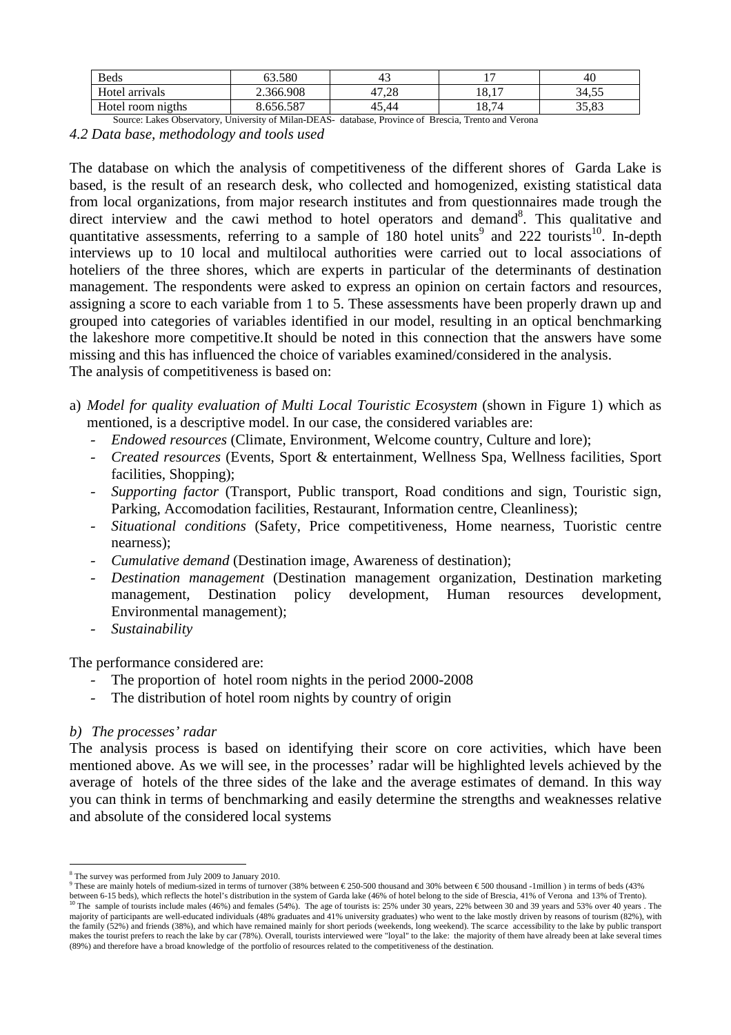| Beds | 63.580 | 43 | 17 | 40 |
|---|---|---|---|---|
| Hotel arrivals | 2.366.908 | 47,28 | 18,17 | 34,55 |
| Hotel room nigths | 8.656.587 | 45,44 | 18,74 | 35,83 |

Source: Lakes Observatory, University of Milan-DEAS- database, Province of Brescia, Trento and Verona

*4.2 Data base, methodology and tools used*

The database on which the analysis of competitiveness of the different shores of Garda Lake is based, is the result of an research desk, who collected and homogenized, existing statistical data from local organizations, from major research institutes and from questionnaires made trough the direct interview and the cawi method to hotel operators and demand[8]. This qualitative and quantitative assessments, referring to a sample of 180 hotel units[9] and 222 tourists[10]. In-depth interviews up to 10 local and multilocal authorities were carried out to local associations of hoteliers of the three shores, which are experts in particular of the determinants of destination management. The respondents were asked to express an opinion on certain factors and resources, assigning a score to each variable from 1 to 5. These assessments have been properly drawn up and grouped into categories of variables identified in our model, resulting in an optical benchmarking the lakeshore more competitive.It should be noted in this connection that the answers have some missing and this has influenced the choice of variables examined/considered in the analysis.
The analysis of competitiveness is based on:

a) *Model for quality evaluation of Multi Local Touristic Ecosystem* (shown in Figure 1) which as mentioned, is a descriptive model. In our case, the considered variables are:
   - *Endowed resources* (Climate, Environment, Welcome country, Culture and lore);
   - *Created resources* (Events, Sport & entertainment, Wellness Spa, Wellness facilities, Sport facilities, Shopping);
   - *Supporting factor* (Transport, Public transport, Road conditions and sign, Touristic sign, Parking, Accomodation facilities, Restaurant, Information centre, Cleanliness);
   - *Situational conditions* (Safety, Price competitiveness, Home nearness, Tuoristic centre nearness);
   - *Cumulative demand* (Destination image, Awareness of destination);
   - *Destination management* (Destination management organization, Destination marketing management, Destination policy development, Human resources development, Environmental management);
   - *Sustainability*

The performance considered are:
   - The proportion of hotel room nights in the period 2000-2008
   - The distribution of hotel room nights by country of origin

*b) The processes' radar*

The analysis process is based on identifying their score on core activities, which have been mentioned above. As we will see, in the processes' radar will be highlighted levels achieved by the average of hotels of the three sides of the lake and the average estimates of demand. In this way you can think in terms of benchmarking and easily determine the strengths and weaknesses relative and absolute of the considered local systems

[8] The survey was performed from July 2009 to January 2010.

[9] These are mainly hotels of medium-sized in terms of turnover (38% between € 250-500 thousand and 30% between € 500 thousand -1million ) in terms of beds (43% between 6-15 beds), which reflects the hotel's distribution in the system of Garda lake (46% of hotel belong to the side of Brescia, 41% of Verona and 13% of Trento).

[10] The sample of tourists include males (46%) and females (54%). The age of tourists is: 25% under 30 years, 22% between 30 and 39 years and 53% over 40 years . The majority of participants are well-educated individuals (48% graduates and 41% university graduates) who went to the lake mostly driven by reasons of tourism (82%), with the family (52%) and friends (38%), and which have remained mainly for short periods (weekends, long weekend). The scarce accessibility to the lake by public transport makes the tourist prefers to reach the lake by car (78%). Overall, tourists interviewed were "loyal" to the lake: the majority of them have already been at lake several times (89%) and therefore have a broad knowledge of the portfolio of resources related to the competitiveness of the destination.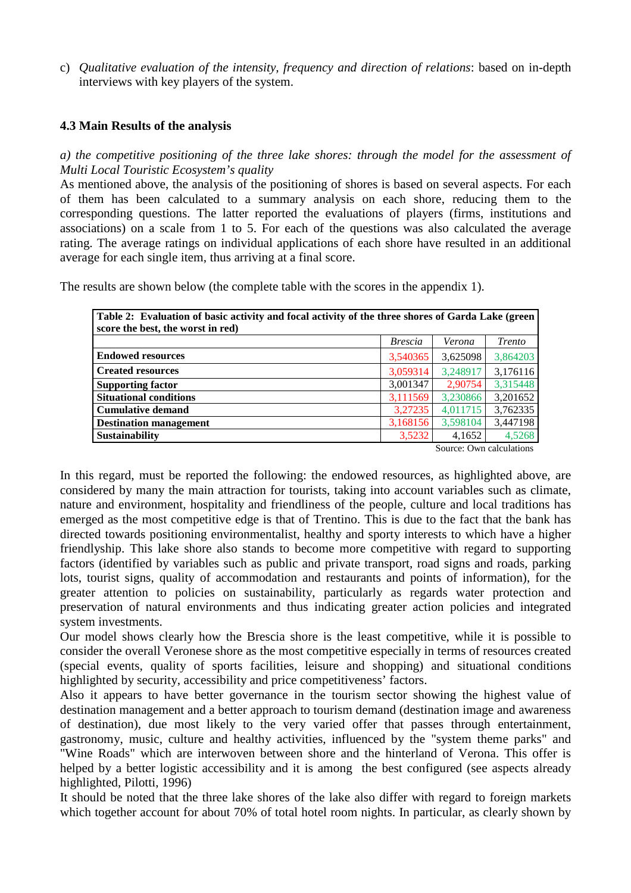c) *Qualitative evaluation of the intensity, frequency and direction of relations*: based on in-depth interviews with key players of the system.

### 4.3 Main Results of the analysis

*a) the competitive positioning of the three lake shores: through the model for the assessment of Multi Local Touristic Ecosystem's quality*

As mentioned above, the analysis of the positioning of shores is based on several aspects. For each of them has been calculated to a summary analysis on each shore, reducing them to the corresponding questions. The latter reported the evaluations of players (firms, institutions and associations) on a scale from 1 to 5. For each of the questions was also calculated the average rating. The average ratings on individual applications of each shore have resulted in an additional average for each single item, thus arriving at a final score.

The results are shown below (the complete table with the scores in the appendix 1).

**Table 2: Evaluation of basic activity and focal activity of the three shores of Garda Lake (green score the best, the worst in red)**

| | *Brescia* | *Verona* | *Trento* |
|---|---|---|---|
| **Endowed resources** | 3,540365 | 3,625098 | 3,864203 |
| **Created resources** | 3,059314 | 3,248917 | 3,176116 |
| **Supporting factor** | 3,001347 | 2,90754 | 3,315448 |
| **Situational conditions** | 3,111569 | 3,230866 | 3,201652 |
| **Cumulative demand** | 3,27235 | 4,011715 | 3,762335 |
| **Destination management** | 3,168156 | 3,598104 | 3,447198 |
| **Sustainability** | 3,5232 | 4,1652 | 4,5268 |

Source: Own calculations

In this regard, must be reported the following: the endowed resources, as highlighted above, are considered by many the main attraction for tourists, taking into account variables such as climate, nature and environment, hospitality and friendliness of the people, culture and local traditions has emerged as the most competitive edge is that of Trentino. This is due to the fact that the bank has directed towards positioning environmentalist, healthy and sporty interests to which have a higher friendlyship. This lake shore also stands to become more competitive with regard to supporting factors (identified by variables such as public and private transport, road signs and roads, parking lots, tourist signs, quality of accommodation and restaurants and points of information), for the greater attention to policies on sustainability, particularly as regards water protection and preservation of natural environments and thus indicating greater action policies and integrated system investments.

Our model shows clearly how the Brescia shore is the least competitive, while it is possible to consider the overall Veronese shore as the most competitive especially in terms of resources created (special events, quality of sports facilities, leisure and shopping) and situational conditions highlighted by security, accessibility and price competitiveness' factors.

Also it appears to have better governance in the tourism sector showing the highest value of destination management and a better approach to tourism demand (destination image and awareness of destination), due most likely to the very varied offer that passes through entertainment, gastronomy, music, culture and healthy activities, influenced by the "system theme parks" and "Wine Roads" which are interwoven between shore and the hinterland of Verona. This offer is helped by a better logistic accessibility and it is among the best configured (see aspects already highlighted, Pilotti, 1996)

It should be noted that the three lake shores of the lake also differ with regard to foreign markets which together account for about 70% of total hotel room nights. In particular, as clearly shown by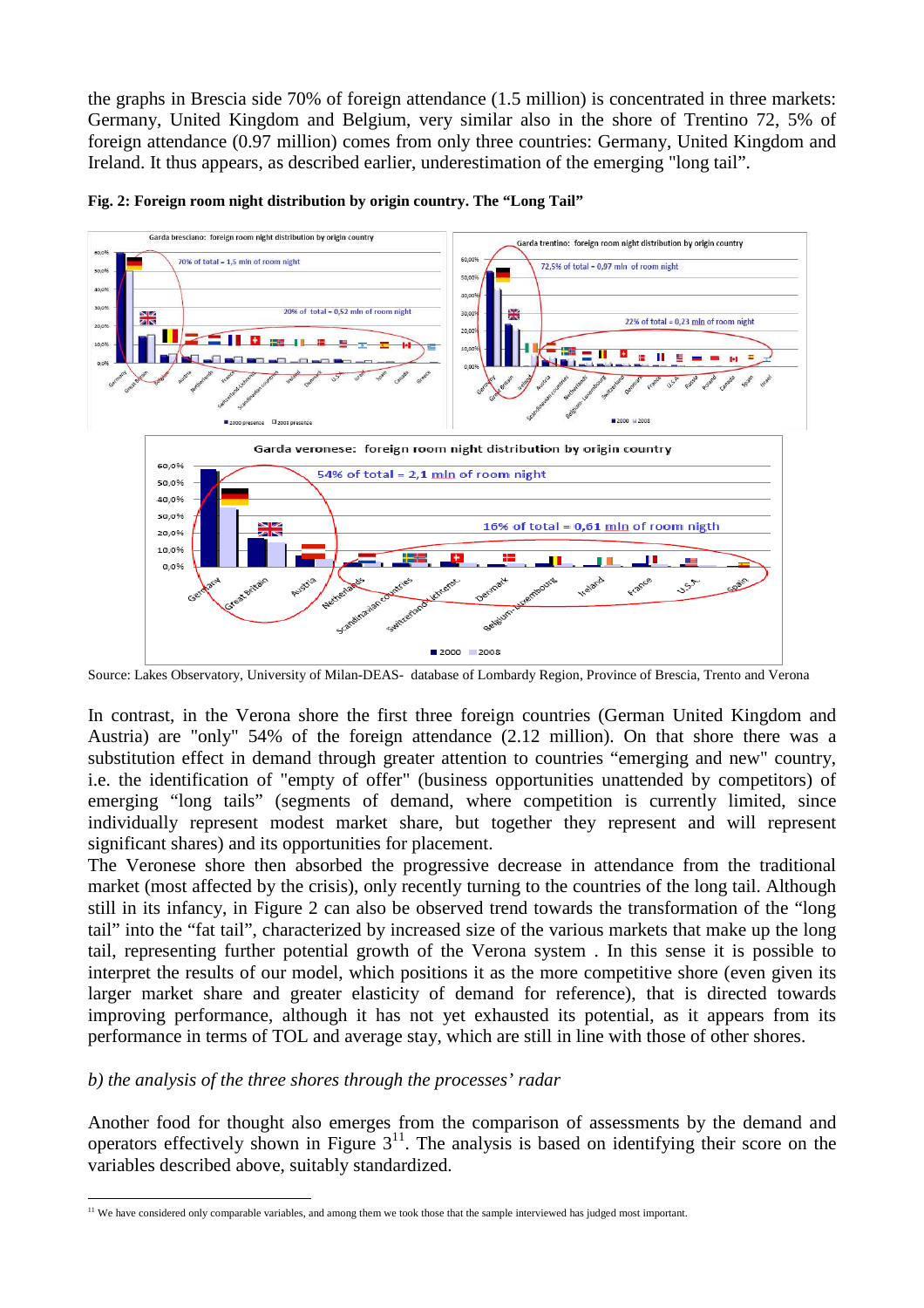the graphs in Brescia side 70% of foreign attendance (1.5 million) is concentrated in three markets: Germany, United Kingdom and Belgium, very similar also in the shore of Trentino 72, 5% of foreign attendance (0.97 million) comes from only three countries: Germany, United Kingdom and Ireland. It thus appears, as described earlier, underestimation of the emerging "long tail".

**Fig. 2: Foreign room night distribution by origin country. The "Long Tail"**

Source: Lakes Observatory, University of Milan-DEAS- database of Lombardy Region, Province of Brescia, Trento and Verona

In contrast, in the Verona shore the first three foreign countries (German United Kingdom and Austria) are "only" 54% of the foreign attendance (2.12 million). On that shore there was a substitution effect in demand through greater attention to countries "emerging and new" country, i.e. the identification of "empty of offer" (business opportunities unattended by competitors) of emerging "long tails" (segments of demand, where competition is currently limited, since individually represent modest market share, but together they represent and will represent significant shares) and its opportunities for placement.

The Veronese shore then absorbed the progressive decrease in attendance from the traditional market (most affected by the crisis), only recently turning to the countries of the long tail. Although still in its infancy, in Figure 2 can also be observed trend towards the transformation of the "long tail" into the "fat tail", characterized by increased size of the various markets that make up the long tail, representing further potential growth of the Verona system . In this sense it is possible to interpret the results of our model, which positions it as the more competitive shore (even given its larger market share and greater elasticity of demand for reference), that is directed towards improving performance, although it has not yet exhausted its potential, as it appears from its performance in terms of TOL and average stay, which are still in line with those of other shores.

*b) the analysis of the three shores through the processes' radar*

Another food for thought also emerges from the comparison of assessments by the demand and operators effectively shown in Figure 3[11]. The analysis is based on identifying their score on the variables described above, suitably standardized.

[11] We have considered only comparable variables, and among them we took those that the sample interviewed has judged most important.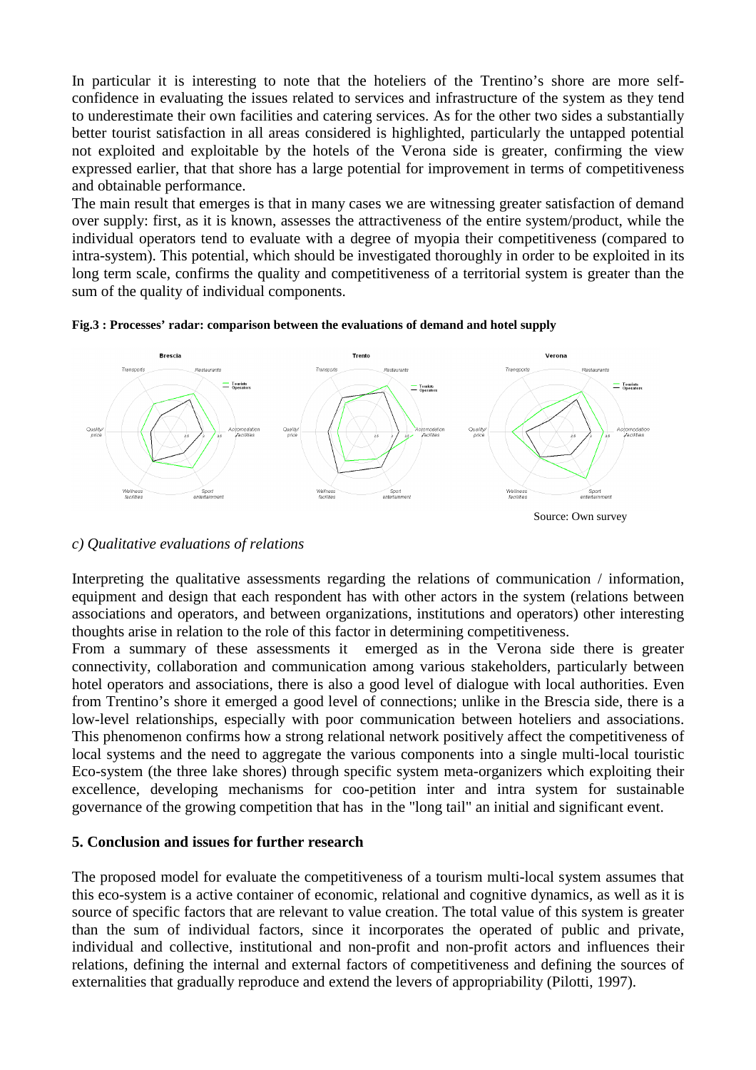In particular it is interesting to note that the hoteliers of the Trentino's shore are more self-confidence in evaluating the issues related to services and infrastructure of the system as they tend to underestimate their own facilities and catering services. As for the other two sides a substantially better tourist satisfaction in all areas considered is highlighted, particularly the untapped potential not exploited and exploitable by the hotels of the Verona side is greater, confirming the view expressed earlier, that that shore has a large potential for improvement in terms of competitiveness and obtainable performance.

The main result that emerges is that in many cases we are witnessing greater satisfaction of demand over supply: first, as it is known, assesses the attractiveness of the entire system/product, while the individual operators tend to evaluate with a degree of myopia their competitiveness (compared to intra-system). This potential, which should be investigated thoroughly in order to be exploited in its long term scale, confirms the quality and competitiveness of a territorial system is greater than the sum of the quality of individual components.

**Fig.3 : Processes' radar: comparison between the evaluations of demand and hotel supply**

Source: Own survey

*c) Qualitative evaluations of relations*

Interpreting the qualitative assessments regarding the relations of communication / information, equipment and design that each respondent has with other actors in the system (relations between associations and operators, and between organizations, institutions and operators) other interesting thoughts arise in relation to the role of this factor in determining competitiveness.

From a summary of these assessments it emerged as in the Verona side there is greater connectivity, collaboration and communication among various stakeholders, particularly between hotel operators and associations, there is also a good level of dialogue with local authorities. Even from Trentino's shore it emerged a good level of connections; unlike in the Brescia side, there is a low-level relationships, especially with poor communication between hoteliers and associations. This phenomenon confirms how a strong relational network positively affect the competitiveness of local systems and the need to aggregate the various components into a single multi-local touristic Eco-system (the three lake shores) through specific system meta-organizers which exploiting their excellence, developing mechanisms for coo-petition inter and intra system for sustainable governance of the growing competition that has in the "long tail" an initial and significant event.

## 5. Conclusion and issues for further research

The proposed model for evaluate the competitiveness of a tourism multi-local system assumes that this eco-system is a active container of economic, relational and cognitive dynamics, as well as it is source of specific factors that are relevant to value creation. The total value of this system is greater than the sum of individual factors, since it incorporates the operated of public and private, individual and collective, institutional and non-profit and non-profit actors and influences their relations, defining the internal and external factors of competitiveness and defining the sources of externalities that gradually reproduce and extend the levers of appropriability (Pilotti, 1997).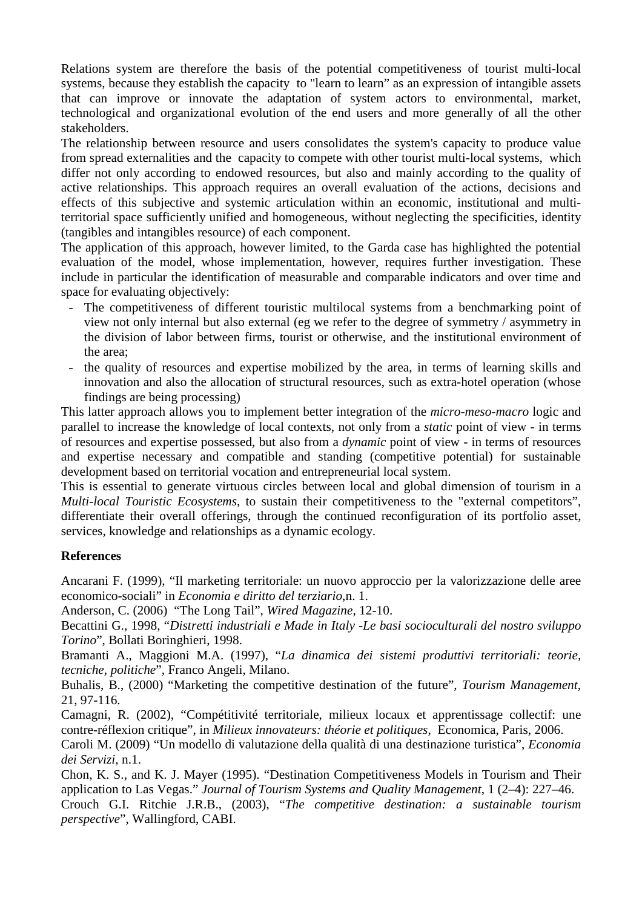Relations system are therefore the basis of the potential competitiveness of tourist multi-local systems, because they establish the capacity to "learn to learn" as an expression of intangible assets that can improve or innovate the adaptation of system actors to environmental, market, technological and organizational evolution of the end users and more generally of all the other stakeholders.

The relationship between resource and users consolidates the system's capacity to produce value from spread externalities and the capacity to compete with other tourist multi-local systems, which differ not only according to endowed resources, but also and mainly according to the quality of active relationships. This approach requires an overall evaluation of the actions, decisions and effects of this subjective and systemic articulation within an economic, institutional and multi-territorial space sufficiently unified and homogeneous, without neglecting the specificities, identity (tangibles and intangibles resource) of each component.

The application of this approach, however limited, to the Garda case has highlighted the potential evaluation of the model, whose implementation, however, requires further investigation. These include in particular the identification of measurable and comparable indicators and over time and space for evaluating objectively:

- The competitiveness of different touristic multilocal systems from a benchmarking point of view not only internal but also external (eg we refer to the degree of symmetry / asymmetry in the division of labor between firms, tourist or otherwise, and the institutional environment of the area;
- the quality of resources and expertise mobilized by the area, in terms of learning skills and innovation and also the allocation of structural resources, such as extra-hotel operation (whose findings are being processing)

This latter approach allows you to implement better integration of the *micro-meso-macro* logic and parallel to increase the knowledge of local contexts, not only from a *static* point of view - in terms of resources and expertise possessed, but also from a *dynamic* point of view - in terms of resources and expertise necessary and compatible and standing (competitive potential) for sustainable development based on territorial vocation and entrepreneurial local system.

This is essential to generate virtuous circles between local and global dimension of tourism in a *Multi-local Touristic Ecosystems*, to sustain their competitiveness to the "external competitors", differentiate their overall offerings, through the continued reconfiguration of its portfolio asset, services, knowledge and relationships as a dynamic ecology.

**References**

Ancarani F. (1999), "Il marketing territoriale: un nuovo approccio per la valorizzazione delle aree economico-sociali" in *Economia e diritto del terziario*,n. 1.

Anderson, C. (2006) "The Long Tail", *Wired Magazine*, 12-10.

Becattini G., 1998, "*Distretti industriali e Made in Italy -Le basi socioculturali del nostro sviluppo Torino*", Bollati Boringhieri, 1998.

Bramanti A., Maggioni M.A. (1997), "*La dinamica dei sistemi produttivi territoriali: teorie, tecniche, politiche*", Franco Angeli, Milano.

Buhalis, B., (2000) "Marketing the competitive destination of the future", *Tourism Management*, 21, 97-116.

Camagni, R. (2002), "Compétitivité territoriale, milieux locaux et apprentissage collectif: une contre-réflexion critique", in *Milieux innovateurs: théorie et politiques*, Economica, Paris, 2006.

Caroli M. (2009) "Un modello di valutazione della qualità di una destinazione turistica", *Economia dei Servizi*, n.1.

Chon, K. S., and K. J. Mayer (1995). "Destination Competitiveness Models in Tourism and Their application to Las Vegas." *Journal of Tourism Systems and Quality Management*, 1 (2–4): 227–46.

Crouch G.I. Ritchie J.R.B., (2003), "*The competitive destination: a sustainable tourism perspective*", Wallingford, CABI.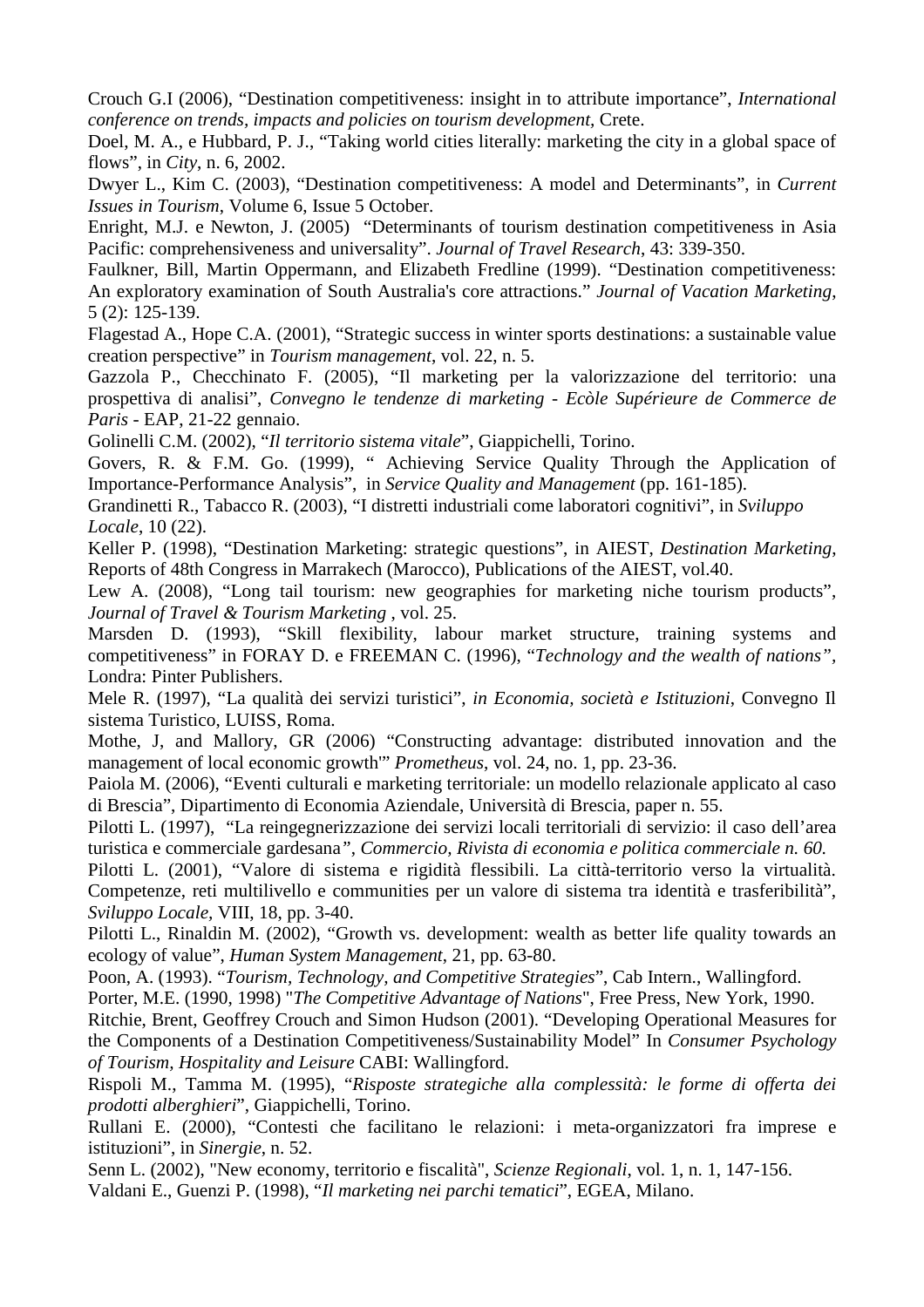Crouch G.I (2006), “Destination competitiveness: insight in to attribute importance”, *International conference on trends, impacts and policies on tourism development,* Crete.

Doel, M. A., e Hubbard, P. J., “Taking world cities literally: marketing the city in a global space of flows”, in *City*, n. 6, 2002.

Dwyer L., Kim C. (2003), “Destination competitiveness: A model and Determinants”, in *Current Issues in Tourism*, Volume 6, Issue 5 October.

Enright, M.J. e Newton, J. (2005) “Determinants of tourism destination competitiveness in Asia Pacific: comprehensiveness and universality”. *Journal of Travel Research*, 43: 339-350.

Faulkner, Bill, Martin Oppermann, and Elizabeth Fredline (1999). “Destination competitiveness: An exploratory examination of South Australia's core attractions.” *Journal of Vacation Marketing*, 5 (2): 125-139.

Flagestad A., Hope C.A. (2001), “Strategic success in winter sports destinations: a sustainable value creation perspective” in *Tourism management*, vol. 22, n. 5.

Gazzola P., Checchinato F. (2005), “Il marketing per la valorizzazione del territorio: una prospettiva di analisi”, *Convegno le tendenze di marketing - Ecòle Supérieure de Commerce de Paris* - EAP, 21-22 gennaio.

Golinelli C.M. (2002), “*Il territorio sistema vitale*”, Giappichelli, Torino.

Govers, R. & F.M. Go. (1999), “ Achieving Service Quality Through the Application of Importance-Performance Analysis”, in *Service Quality and Management* (pp. 161-185).

Grandinetti R., Tabacco R. (2003), “I distretti industriali come laboratori cognitivi”, in *Sviluppo Locale*, 10 (22).

Keller P. (1998), “Destination Marketing: strategic questions”, in AIEST, *Destination Marketing*, Reports of 48th Congress in Marrakech (Marocco), Publications of the AIEST, vol.40.

Lew A. (2008), “Long tail tourism: new geographies for marketing niche tourism products”, *Journal of Travel & Tourism Marketing* , vol. 25.

Marsden D. (1993), “Skill flexibility, labour market structure, training systems and competitiveness” in FORAY D. e FREEMAN C. (1996), “*Technology and the wealth of nations”*, Londra: Pinter Publishers.

Mele R. (1997), “La qualità dei servizi turistici”, *in Economia, società e Istituzioni*, Convegno Il sistema Turistico, LUISS, Roma.

Mothe, J, and Mallory, GR (2006) “Constructing advantage: distributed innovation and the management of local economic growth"' *Prometheus*, vol. 24, no. 1, pp. 23-36.

Paiola M. (2006), “Eventi culturali e marketing territoriale: un modello relazionale applicato al caso di Brescia”, Dipartimento di Economia Aziendale, Università di Brescia, paper n. 55.

Pilotti L. (1997), “La reingegnerizzazione dei servizi locali territoriali di servizio: il caso dell’area turistica e commerciale gardesana*”, Commercio, Rivista di economia e politica commerciale n. 60.*

Pilotti L. (2001), “Valore di sistema e rigidità flessibili. La città-territorio verso la virtualità. Competenze, reti multilivello e communities per un valore di sistema tra identità e trasferibilità”, *Sviluppo Locale,* VIII, 18, pp. 3-40.

Pilotti L., Rinaldin M. (2002), “Growth vs. development: wealth as better life quality towards an ecology of value”, *Human System Management*, 21, pp. 63-80.

Poon, A. (1993). “*Tourism, Technology, and Competitive Strategies*”, Cab Intern., Wallingford.

Porter, M.E. (1990, 1998) "*The Competitive Advantage of Nations*", Free Press, New York, 1990.

Ritchie, Brent, Geoffrey Crouch and Simon Hudson (2001). “Developing Operational Measures for the Components of a Destination Competitiveness/Sustainability Model” In *Consumer Psychology of Tourism, Hospitality and Leisure* CABI: Wallingford.

Rispoli M., Tamma M. (1995), “*Risposte strategiche alla complessità: le forme di offerta dei prodotti alberghieri*”, Giappichelli, Torino.

Rullani E. (2000), “Contesti che facilitano le relazioni: i meta-organizzatori fra imprese e istituzioni”, in *Sinergie*, n. 52.

Senn L. (2002), "New economy, territorio e fiscalità", *Scienze Regionali*, vol. 1, n. 1, 147-156.

Valdani E., Guenzi P. (1998), “*Il marketing nei parchi tematici*”, EGEA, Milano.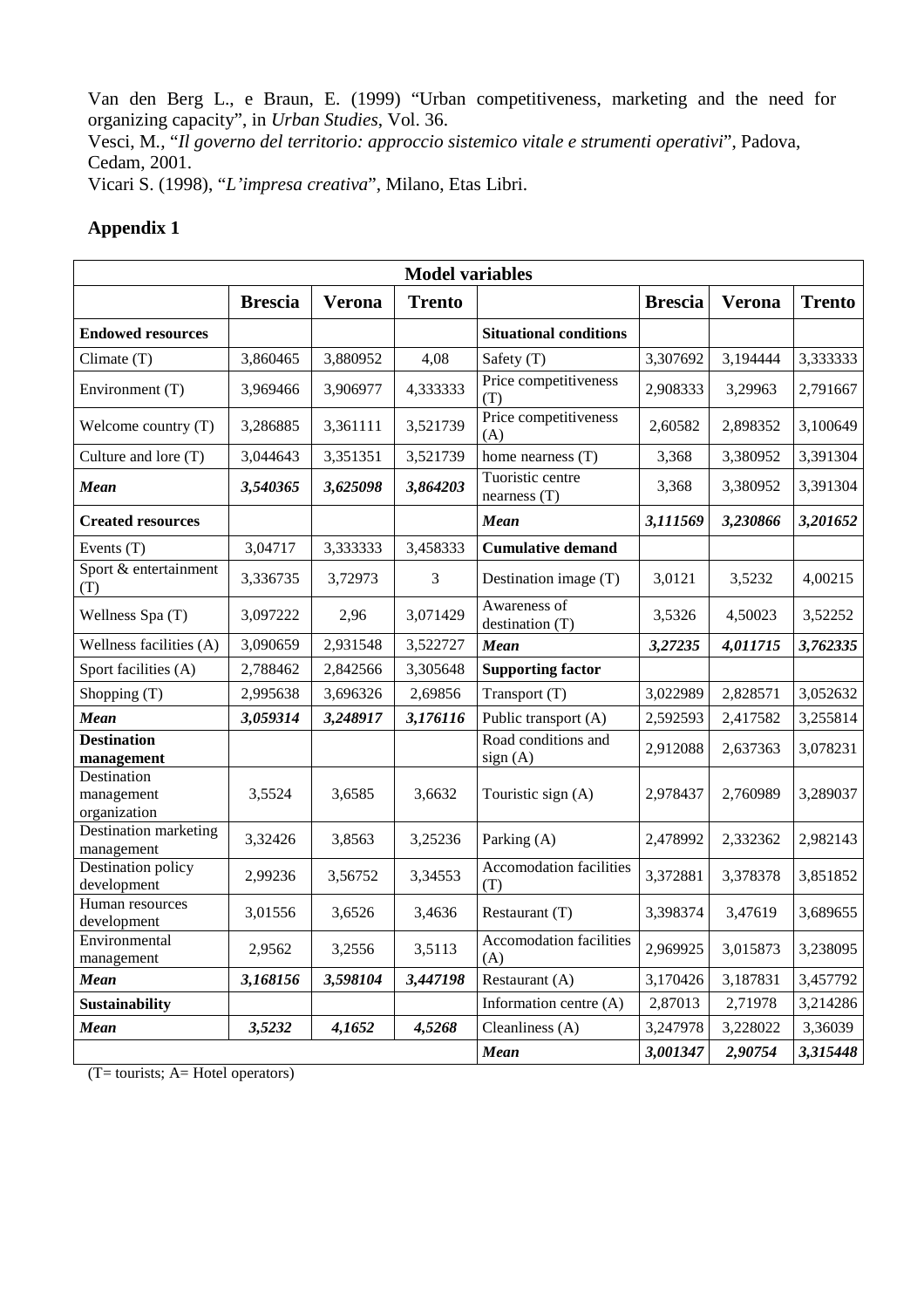Van den Berg L., e Braun, E. (1999) “Urban competitiveness, marketing and the need for organizing capacity”, in *Urban Studies*, Vol. 36.

Vesci, M., “*Il governo del territorio: approccio sistemico vitale e strumenti operativi*”, Padova, Cedam, 2001.

Vicari S. (1998), “*L’impresa creativa*”, Milano, Etas Libri.

## Appendix 1

| Model variables | | | | | | | |
|---|---|---|---|---|---|---|---|
| | **Brescia** | **Verona** | **Trento** | | **Brescia** | **Verona** | **Trento** |
| **Endowed resources** | | | | **Situational conditions** | | | |
| Climate (T) | 3,860465 | 3,880952 | 4,08 | Safety (T) | 3,307692 | 3,194444 | 3,333333 |
| Environment (T) | 3,969466 | 3,906977 | 4,333333 | Price competitiveness (T) | 2,908333 | 3,29963 | 2,791667 |
| Welcome country (T) | 3,286885 | 3,361111 | 3,521739 | Price competitiveness (A) | 2,60582 | 2,898352 | 3,100649 |
| Culture and lore (T) | 3,044643 | 3,351351 | 3,521739 | home nearness (T) | 3,368 | 3,380952 | 3,391304 |
| ***Mean*** | ***3,540365*** | ***3,625098*** | ***3,864203*** | Tuoristic centre nearness (T) | 3,368 | 3,380952 | 3,391304 |
| **Created resources** | | | | ***Mean*** | ***3,111569*** | ***3,230866*** | ***3,201652*** |
| Events (T) | 3,04717 | 3,333333 | 3,458333 | **Cumulative demand** | | | |
| Sport & entertainment (T) | 3,336735 | 3,72973 | 3 | Destination image (T) | 3,0121 | 3,5232 | 4,00215 |
| Wellness Spa (T) | 3,097222 | 2,96 | 3,071429 | Awareness of destination (T) | 3,5326 | 4,50023 | 3,52252 |
| Wellness facilities (A) | 3,090659 | 2,931548 | 3,522727 | ***Mean*** | ***3,27235*** | ***4,011715*** | ***3,762335*** |
| Sport facilities (A) | 2,788462 | 2,842566 | 3,305648 | **Supporting factor** | | | |
| Shopping (T) | 2,995638 | 3,696326 | 2,69856 | Transport (T) | 3,022989 | 2,828571 | 3,052632 |
| ***Mean*** | ***3,059314*** | ***3,248917*** | ***3,176116*** | Public transport (A) | 2,592593 | 2,417582 | 3,255814 |
| **Destination management** | | | | Road conditions and sign (A) | 2,912088 | 2,637363 | 3,078231 |
| Destination management organization | 3,5524 | 3,6585 | 3,6632 | Touristic sign (A) | 2,978437 | 2,760989 | 3,289037 |
| Destination marketing management | 3,32426 | 3,8563 | 3,25236 | Parking (A) | 2,478992 | 2,332362 | 2,982143 |
| Destination policy development | 2,99236 | 3,56752 | 3,34553 | Accomodation facilities (T) | 3,372881 | 3,378378 | 3,851852 |
| Human resources development | 3,01556 | 3,6526 | 3,4636 | Restaurant (T) | 3,398374 | 3,47619 | 3,689655 |
| Environmental management | 2,9562 | 3,2556 | 3,5113 | Accomodation facilities (A) | 2,969925 | 3,015873 | 3,238095 |
| ***Mean*** | ***3,168156*** | ***3,598104*** | ***3,447198*** | Restaurant (A) | 3,170426 | 3,187831 | 3,457792 |
| **Sustainability** | | | | Information centre (A) | 2,87013 | 2,71978 | 3,214286 |
| ***Mean*** | ***3,5232*** | ***4,1652*** | ***4,5268*** | Cleanliness (A) | 3,247978 | 3,228022 | 3,36039 |
| | | | | ***Mean*** | ***3,001347*** | ***2,90754*** | ***3,315448*** |

(T= tourists; A= Hotel operators)